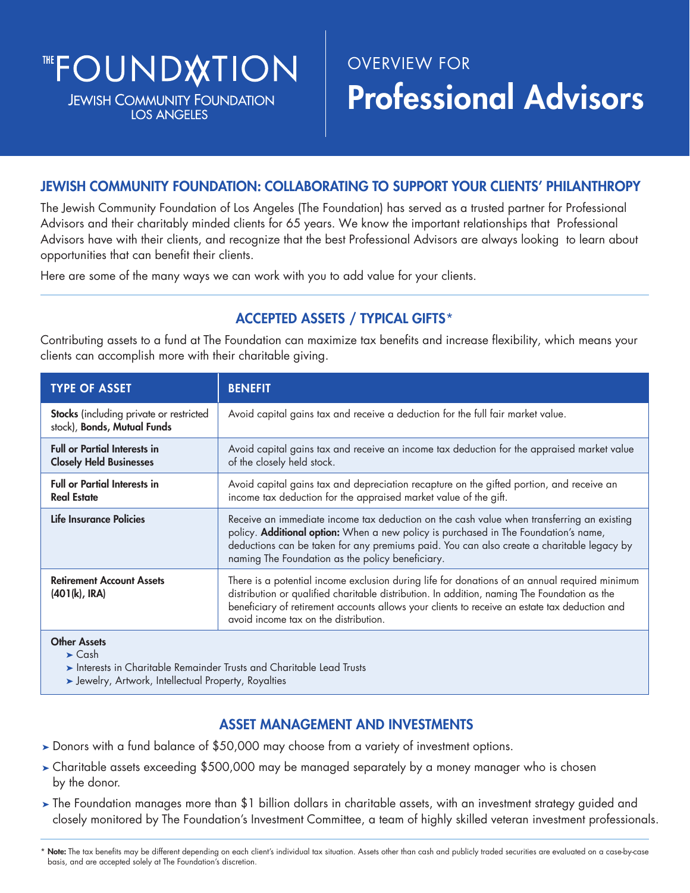THE FOUNDATION
JEWISH COMMUNITY FOUNDATION
LOS ANGELES

# OVERVIEW FOR Professional Advisors

## JEWISH COMMUNITY FOUNDATION: COLLABORATING TO SUPPORT YOUR CLIENTS' PHILANTHROPY

The Jewish Community Foundation of Los Angeles (The Foundation) has served as a trusted partner for Professional Advisors and their charitably minded clients for 65 years. We know the important relationships that Professional Advisors have with their clients, and recognize that the best Professional Advisors are always looking to learn about opportunities that can benefit their clients.

Here are some of the many ways we can work with you to add value for your clients.

## ACCEPTED ASSETS / TYPICAL GIFTS*

Contributing assets to a fund at The Foundation can maximize tax benefits and increase flexibility, which means your clients can accomplish more with their charitable giving.

| TYPE OF ASSET | BENEFIT |
|---|---|
| **Stocks** (including private or restricted stock), **Bonds, Mutual Funds** | Avoid capital gains tax and receive a deduction for the full fair market value. |
| **Full or Partial Interests in Closely Held Businesses** | Avoid capital gains tax and receive an income tax deduction for the appraised market value of the closely held stock. |
| **Full or Partial Interests in Real Estate** | Avoid capital gains tax and depreciation recapture on the gifted portion, and receive an income tax deduction for the appraised market value of the gift. |
| **Life Insurance Policies** | Receive an immediate income tax deduction on the cash value when transferring an existing policy. **Additional option:** When a new policy is purchased in The Foundation's name, deductions can be taken for any premiums paid. You can also create a charitable legacy by naming The Foundation as the policy beneficiary. |
| **Retirement Account Assets (401(k), IRA)** | There is a potential income exclusion during life for donations of an annual required minimum distribution or qualified charitable distribution. In addition, naming The Foundation as the beneficiary of retirement accounts allows your clients to receive an estate tax deduction and avoid income tax on the distribution. |

**Other Assets**

- Cash
- Interests in Charitable Remainder Trusts and Charitable Lead Trusts
- Jewelry, Artwork, Intellectual Property, Royalties

## ASSET MANAGEMENT AND INVESTMENTS

- Donors with a fund balance of $50,000 may choose from a variety of investment options.
- Charitable assets exceeding $500,000 may be managed separately by a money manager who is chosen by the donor.
- The Foundation manages more than $1 billion dollars in charitable assets, with an investment strategy guided and closely monitored by The Foundation's Investment Committee, a team of highly skilled veteran investment professionals.

\* **Note:** The tax benefits may be different depending on each client's individual tax situation. Assets other than cash and publicly traded securities are evaluated on a case-by-case basis, and are accepted solely at The Foundation's discretion.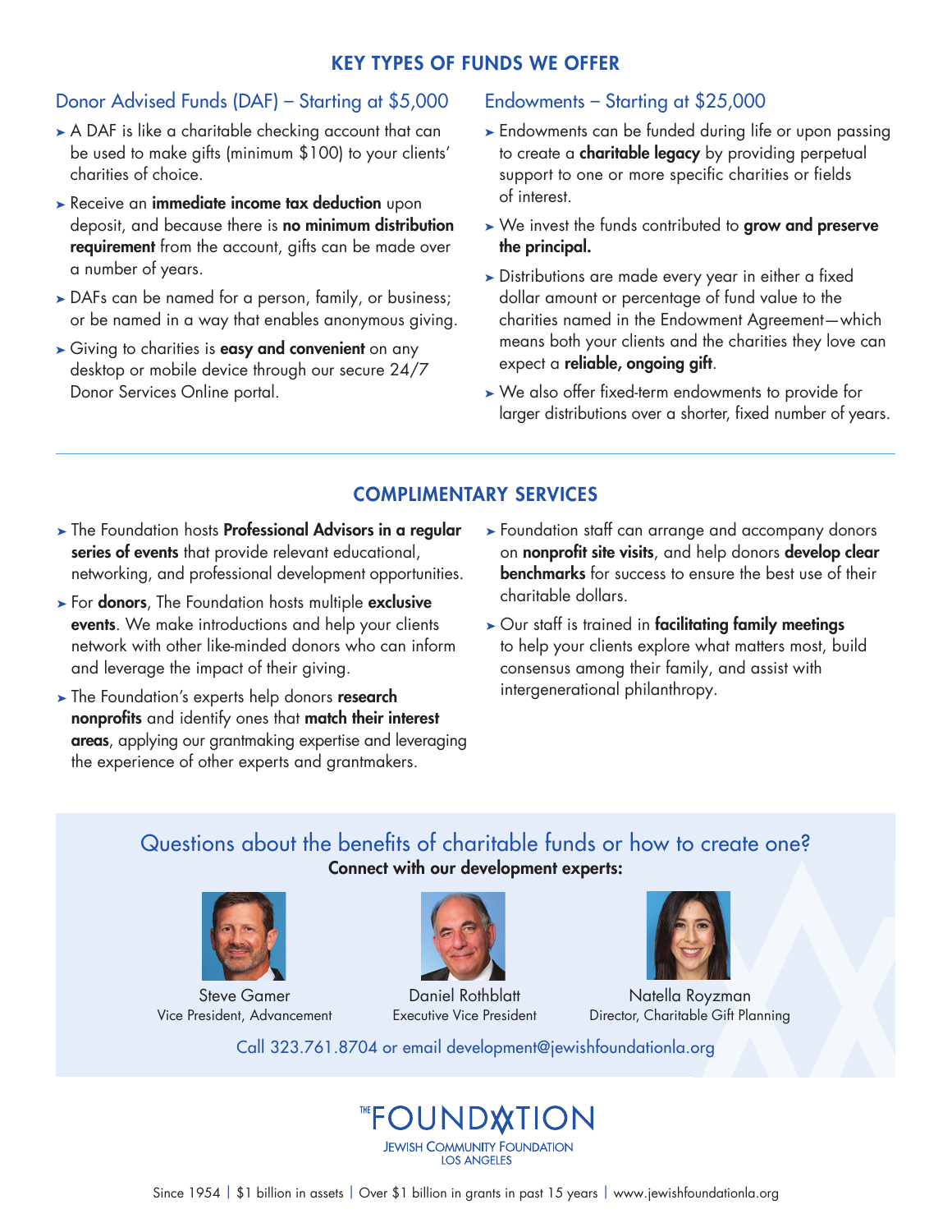## KEY TYPES OF FUNDS WE OFFER

### Donor Advised Funds (DAF) – Starting at $5,000

- A DAF is like a charitable checking account that can be used to make gifts (minimum $100) to your clients' charities of choice.
- Receive an **immediate income tax deduction** upon deposit, and because there is **no minimum distribution requirement** from the account, gifts can be made over a number of years.
- DAFs can be named for a person, family, or business; or be named in a way that enables anonymous giving.
- Giving to charities is **easy and convenient** on any desktop or mobile device through our secure 24/7 Donor Services Online portal.

### Endowments – Starting at $25,000

- Endowments can be funded during life or upon passing to create a **charitable legacy** by providing perpetual support to one or more specific charities or fields of interest.
- We invest the funds contributed to **grow and preserve the principal.**
- Distributions are made every year in either a fixed dollar amount or percentage of fund value to the charities named in the Endowment Agreement—which means both your clients and the charities they love can expect a **reliable, ongoing gift**.
- We also offer fixed-term endowments to provide for larger distributions over a shorter, fixed number of years.

## COMPLIMENTARY SERVICES

- The Foundation hosts **Professional Advisors in a regular series of events** that provide relevant educational, networking, and professional development opportunities.
- For **donors**, The Foundation hosts multiple **exclusive events**. We make introductions and help your clients network with other like-minded donors who can inform and leverage the impact of their giving.
- The Foundation's experts help donors **research nonprofits** and identify ones that **match their interest areas**, applying our grantmaking expertise and leveraging the experience of other experts and grantmakers.
- Foundation staff can arrange and accompany donors on **nonprofit site visits**, and help donors **develop clear benchmarks** for success to ensure the best use of their charitable dollars.
- Our staff is trained in **facilitating family meetings** to help your clients explore what matters most, build consensus among their family, and assist with intergenerational philanthropy.

## Questions about the benefits of charitable funds or how to create one?

**Connect with our development experts:**

Steve Gamer
Vice President, Advancement

Daniel Rothblatt
Executive Vice President

Natella Royzman
Director, Charitable Gift Planning

Call 323.761.8704 or email development@jewishfoundationla.org

THE FOUNDATION
JEWISH COMMUNITY FOUNDATION
LOS ANGELES

Since 1954 | $1 billion in assets | Over $1 billion in grants in past 15 years | www.jewishfoundationla.org